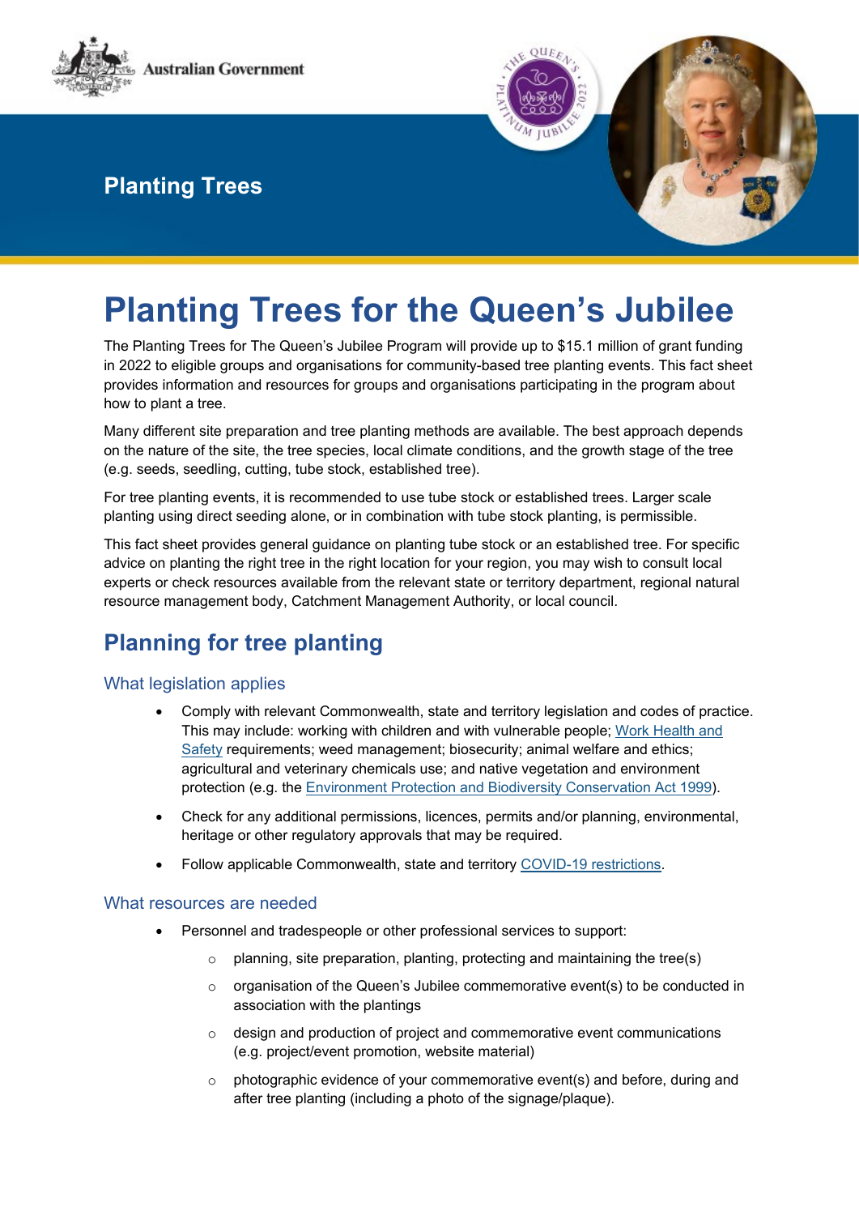Australian Government

# Planting Trees

# Planting Trees for the Queen's Jubilee

The Planting Trees for The Queen's Jubilee Program will provide up to $15.1 million of grant funding in 2022 to eligible groups and organisations for community-based tree planting events. This fact sheet provides information and resources for groups and organisations participating in the program about how to plant a tree.

Many different site preparation and tree planting methods are available. The best approach depends on the nature of the site, the tree species, local climate conditions, and the growth stage of the tree (e.g. seeds, seedling, cutting, tube stock, established tree).

For tree planting events, it is recommended to use tube stock or established trees. Larger scale planting using direct seeding alone, or in combination with tube stock planting, is permissible.

This fact sheet provides general guidance on planting tube stock or an established tree. For specific advice on planting the right tree in the right location for your region, you may wish to consult local experts or check resources available from the relevant state or territory department, regional natural resource management body, Catchment Management Authority, or local council.

## Planning for tree planting

### What legislation applies

- Comply with relevant Commonwealth, state and territory legislation and codes of practice. This may include: working with children and with vulnerable people; Work Health and Safety requirements; weed management; biosecurity; animal welfare and ethics; agricultural and veterinary chemicals use; and native vegetation and environment protection (e.g. the Environment Protection and Biodiversity Conservation Act 1999).
- Check for any additional permissions, licences, permits and/or planning, environmental, heritage or other regulatory approvals that may be required.
- Follow applicable Commonwealth, state and territory COVID-19 restrictions.

### What resources are needed

- Personnel and tradespeople or other professional services to support:
  - planning, site preparation, planting, protecting and maintaining the tree(s)
  - organisation of the Queen's Jubilee commemorative event(s) to be conducted in association with the plantings
  - design and production of project and commemorative event communications (e.g. project/event promotion, website material)
  - photographic evidence of your commemorative event(s) and before, during and after tree planting (including a photo of the signage/plaque).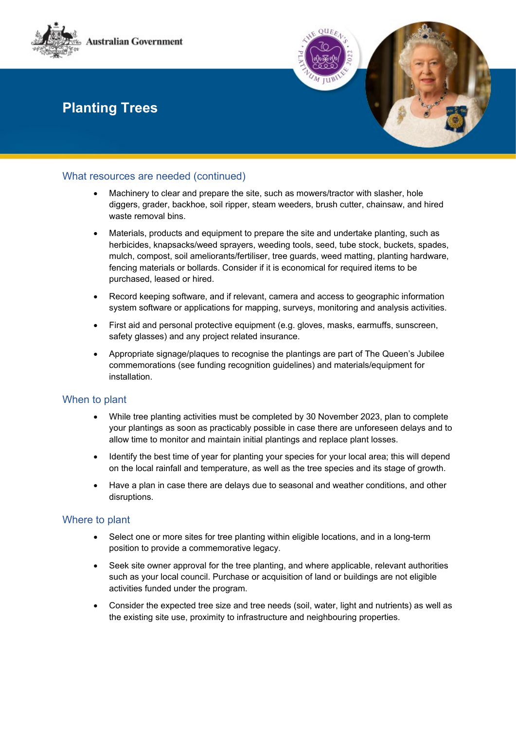# Planting Trees

## What resources are needed (continued)

- Machinery to clear and prepare the site, such as mowers/tractor with slasher, hole diggers, grader, backhoe, soil ripper, steam weeders, brush cutter, chainsaw, and hired waste removal bins.
- Materials, products and equipment to prepare the site and undertake planting, such as herbicides, knapsacks/weed sprayers, weeding tools, seed, tube stock, buckets, spades, mulch, compost, soil ameliorants/fertiliser, tree guards, weed matting, planting hardware, fencing materials or bollards. Consider if it is economical for required items to be purchased, leased or hired.
- Record keeping software, and if relevant, camera and access to geographic information system software or applications for mapping, surveys, monitoring and analysis activities.
- First aid and personal protective equipment (e.g. gloves, masks, earmuffs, sunscreen, safety glasses) and any project related insurance.
- Appropriate signage/plaques to recognise the plantings are part of The Queen's Jubilee commemorations (see funding recognition guidelines) and materials/equipment for installation.

## When to plant

- While tree planting activities must be completed by 30 November 2023, plan to complete your plantings as soon as practicably possible in case there are unforeseen delays and to allow time to monitor and maintain initial plantings and replace plant losses.
- Identify the best time of year for planting your species for your local area; this will depend on the local rainfall and temperature, as well as the tree species and its stage of growth.
- Have a plan in case there are delays due to seasonal and weather conditions, and other disruptions.

## Where to plant

- Select one or more sites for tree planting within eligible locations, and in a long-term position to provide a commemorative legacy.
- Seek site owner approval for the tree planting, and where applicable, relevant authorities such as your local council. Purchase or acquisition of land or buildings are not eligible activities funded under the program.
- Consider the expected tree size and tree needs (soil, water, light and nutrients) as well as the existing site use, proximity to infrastructure and neighbouring properties.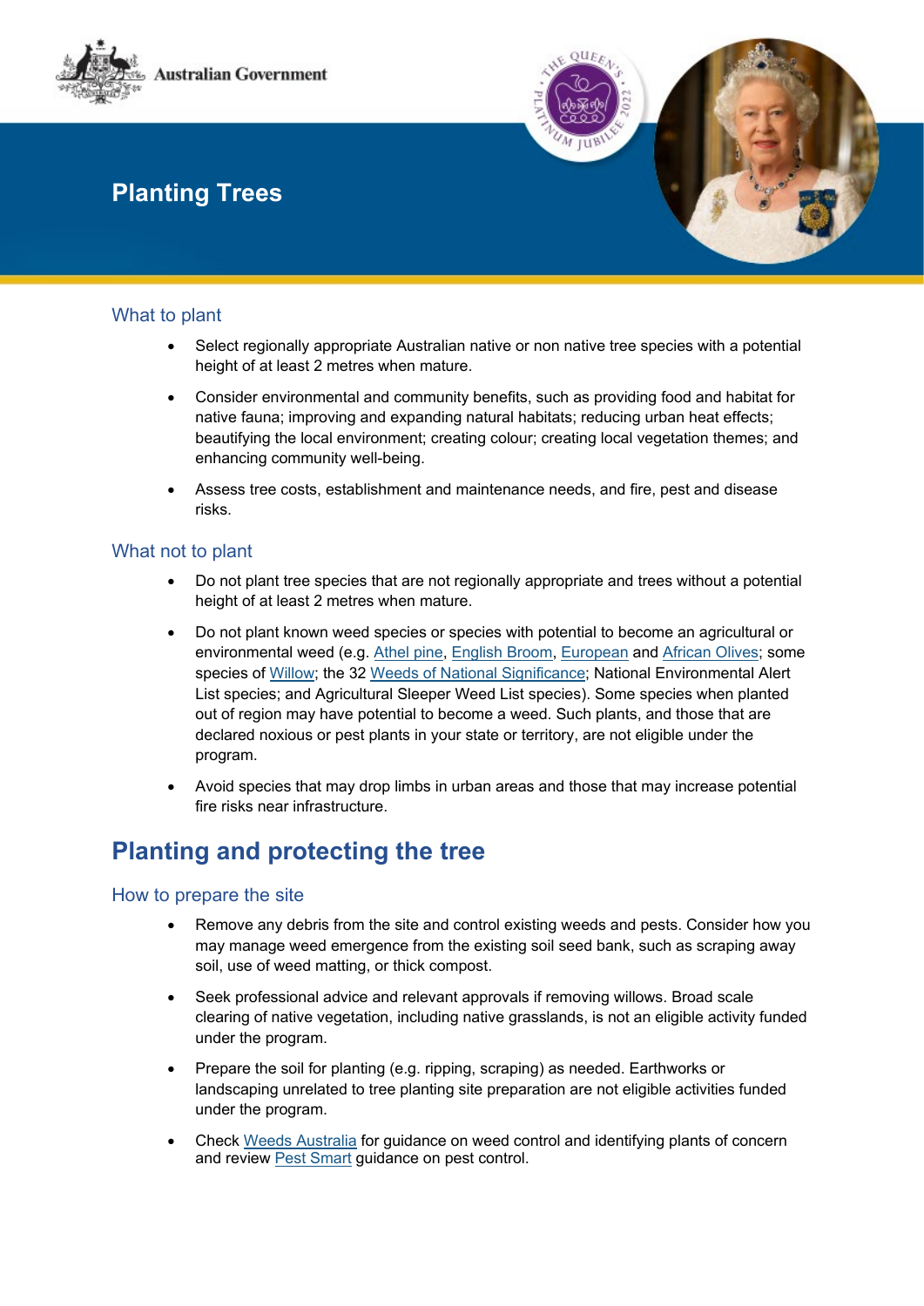Australian Government

# Planting Trees

### What to plant

- Select regionally appropriate Australian native or non native tree species with a potential height of at least 2 metres when mature.
- Consider environmental and community benefits, such as providing food and habitat for native fauna; improving and expanding natural habitats; reducing urban heat effects; beautifying the local environment; creating colour; creating local vegetation themes; and enhancing community well-being.
- Assess tree costs, establishment and maintenance needs, and fire, pest and disease risks.

### What not to plant

- Do not plant tree species that are not regionally appropriate and trees without a potential height of at least 2 metres when mature.
- Do not plant known weed species or species with potential to become an agricultural or environmental weed (e.g. Athel pine, English Broom, European and African Olives; some species of Willow; the 32 Weeds of National Significance; National Environmental Alert List species; and Agricultural Sleeper Weed List species). Some species when planted out of region may have potential to become a weed. Such plants, and those that are declared noxious or pest plants in your state or territory, are not eligible under the program.
- Avoid species that may drop limbs in urban areas and those that may increase potential fire risks near infrastructure.

## Planting and protecting the tree

### How to prepare the site

- Remove any debris from the site and control existing weeds and pests. Consider how you may manage weed emergence from the existing soil seed bank, such as scraping away soil, use of weed matting, or thick compost.
- Seek professional advice and relevant approvals if removing willows. Broad scale clearing of native vegetation, including native grasslands, is not an eligible activity funded under the program.
- Prepare the soil for planting (e.g. ripping, scraping) as needed. Earthworks or landscaping unrelated to tree planting site preparation are not eligible activities funded under the program.
- Check Weeds Australia for guidance on weed control and identifying plants of concern and review Pest Smart guidance on pest control.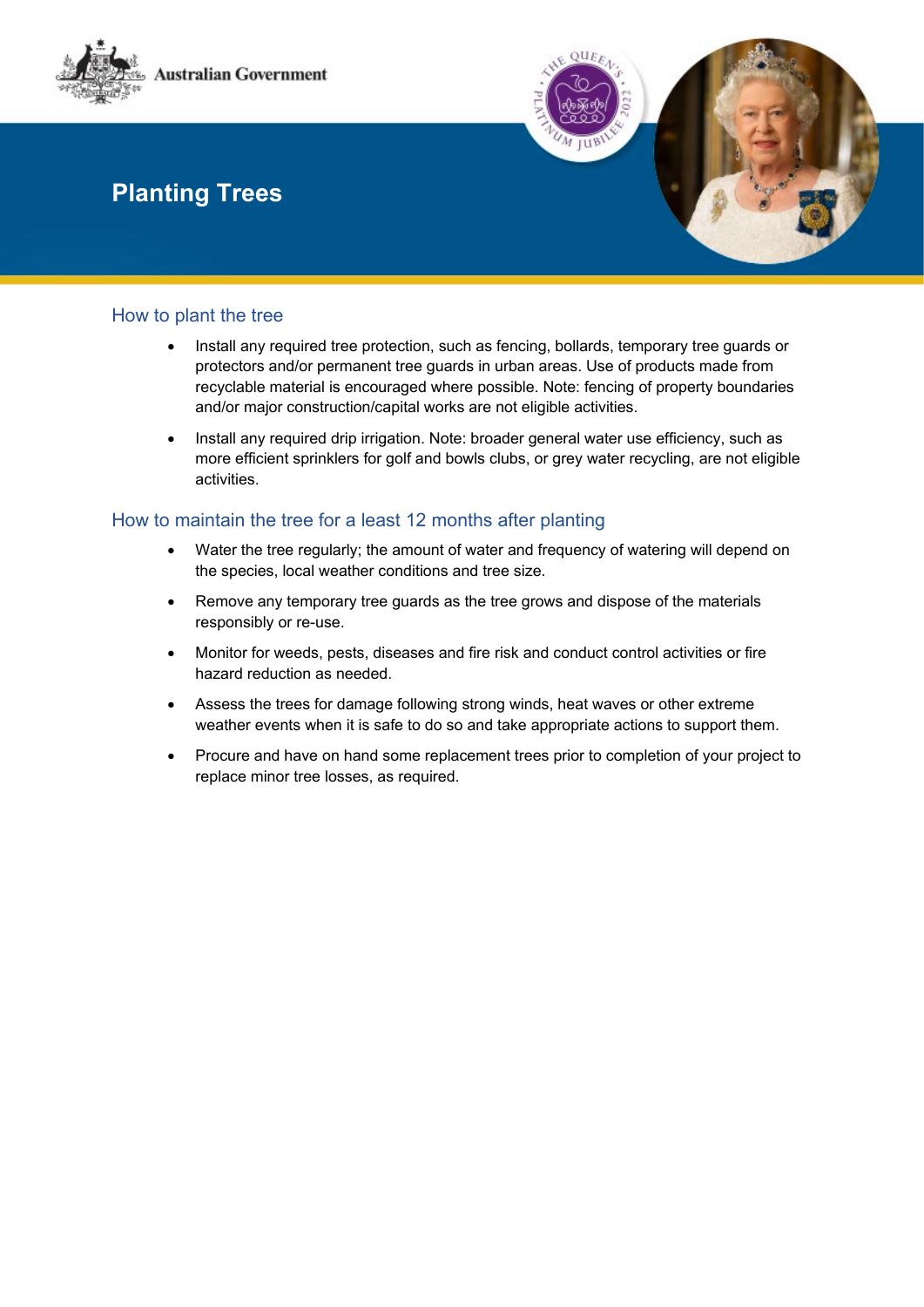Australian Government

# Planting Trees

## How to plant the tree

- Install any required tree protection, such as fencing, bollards, temporary tree guards or protectors and/or permanent tree guards in urban areas. Use of products made from recyclable material is encouraged where possible. Note: fencing of property boundaries and/or major construction/capital works are not eligible activities.
- Install any required drip irrigation. Note: broader general water use efficiency, such as more efficient sprinklers for golf and bowls clubs, or grey water recycling, are not eligible activities.

## How to maintain the tree for a least 12 months after planting

- Water the tree regularly; the amount of water and frequency of watering will depend on the species, local weather conditions and tree size.
- Remove any temporary tree guards as the tree grows and dispose of the materials responsibly or re-use.
- Monitor for weeds, pests, diseases and fire risk and conduct control activities or fire hazard reduction as needed.
- Assess the trees for damage following strong winds, heat waves or other extreme weather events when it is safe to do so and take appropriate actions to support them.
- Procure and have on hand some replacement trees prior to completion of your project to replace minor tree losses, as required.